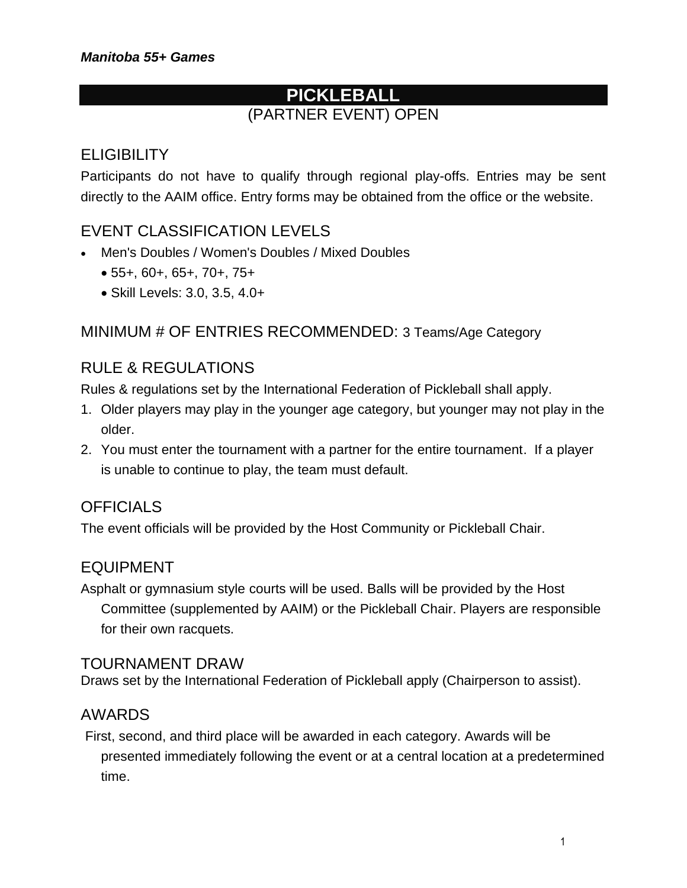*Manitoba 55+ Games*

# PICKLEBALL

(PARTNER EVENT) OPEN

## ELIGIBILITY

Participants do not have to qualify through regional play-offs. Entries may be sent directly to the AAIM office. Entry forms may be obtained from the office or the website.

## EVENT CLASSIFICATION LEVELS

- Men's Doubles / Women's Doubles / Mixed Doubles
  - 55+, 60+, 65+, 70+, 75+
  - Skill Levels: 3.0, 3.5, 4.0+

## MINIMUM # OF ENTRIES RECOMMENDED: 3 Teams/Age Category

## RULE & REGULATIONS

Rules & regulations set by the International Federation of Pickleball shall apply.

1. Older players may play in the younger age category, but younger may not play in the older.
2. You must enter the tournament with a partner for the entire tournament. If a player is unable to continue to play, the team must default.

## OFFICIALS

The event officials will be provided by the Host Community or Pickleball Chair.

## EQUIPMENT

Asphalt or gymnasium style courts will be used. Balls will be provided by the Host Committee (supplemented by AAIM) or the Pickleball Chair. Players are responsible for their own racquets.

## TOURNAMENT DRAW

Draws set by the International Federation of Pickleball apply (Chairperson to assist).

## AWARDS

First, second, and third place will be awarded in each category. Awards will be presented immediately following the event or at a central location at a predetermined time.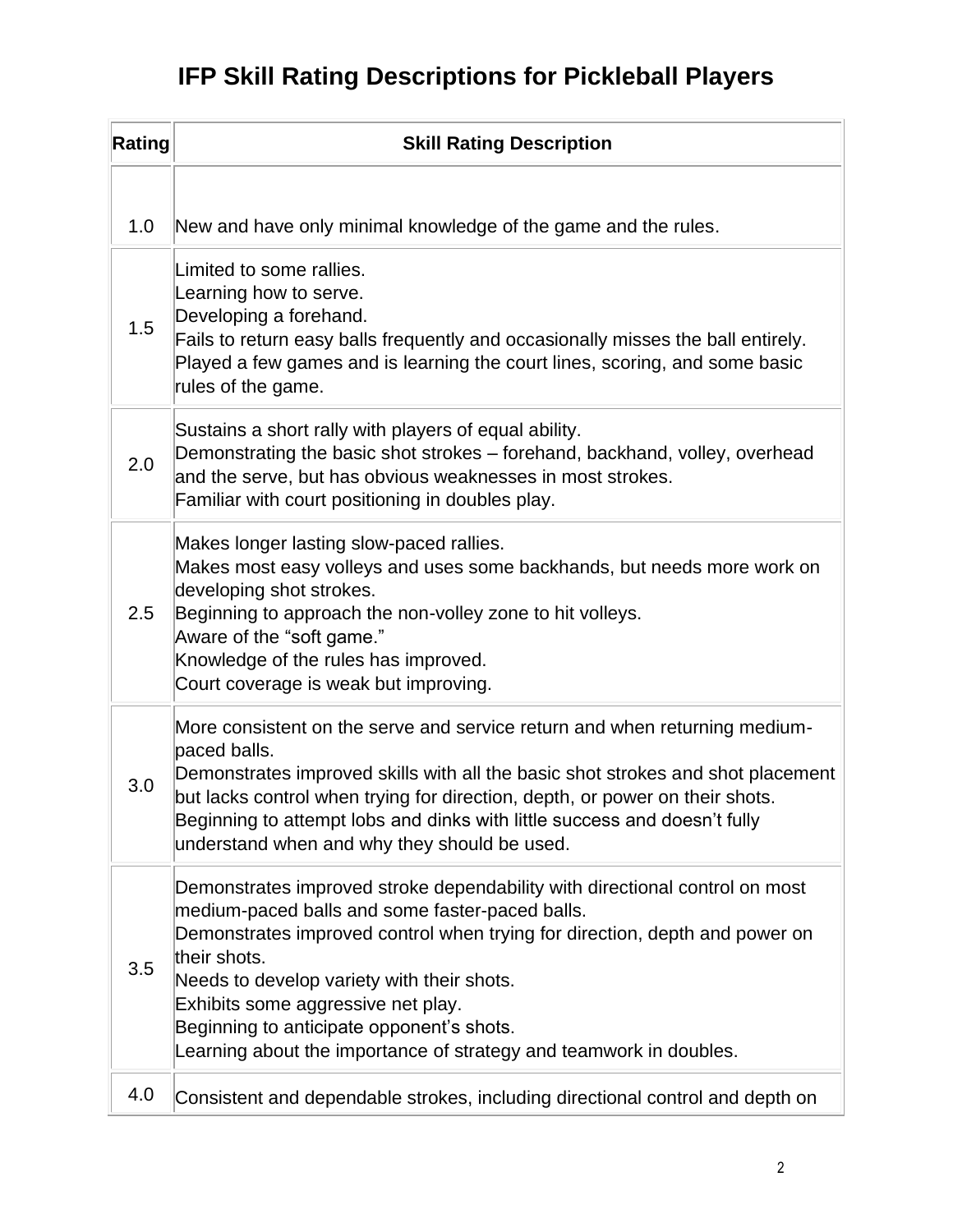# IFP Skill Rating Descriptions for Pickleball Players

| Rating | Skill Rating Description |
|---|---|
| 1.0 | New and have only minimal knowledge of the game and the rules. |
| 1.5 | Limited to some rallies.<br>Learning how to serve.<br>Developing a forehand.<br>Fails to return easy balls frequently and occasionally misses the ball entirely.<br>Played a few games and is learning the court lines, scoring, and some basic rules of the game. |
| 2.0 | Sustains a short rally with players of equal ability.<br>Demonstrating the basic shot strokes – forehand, backhand, volley, overhead and the serve, but has obvious weaknesses in most strokes.<br>Familiar with court positioning in doubles play. |
| 2.5 | Makes longer lasting slow-paced rallies.<br>Makes most easy volleys and uses some backhands, but needs more work on developing shot strokes.<br>Beginning to approach the non-volley zone to hit volleys.<br>Aware of the "soft game."<br>Knowledge of the rules has improved.<br>Court coverage is weak but improving. |
| 3.0 | More consistent on the serve and service return and when returning medium-paced balls.<br>Demonstrates improved skills with all the basic shot strokes and shot placement but lacks control when trying for direction, depth, or power on their shots.<br>Beginning to attempt lobs and dinks with little success and doesn't fully understand when and why they should be used. |
| 3.5 | Demonstrates improved stroke dependability with directional control on most medium-paced balls and some faster-paced balls.<br>Demonstrates improved control when trying for direction, depth and power on their shots.<br>Needs to develop variety with their shots.<br>Exhibits some aggressive net play.<br>Beginning to anticipate opponent's shots.<br>Learning about the importance of strategy and teamwork in doubles. |
| 4.0 | Consistent and dependable strokes, including directional control and depth on |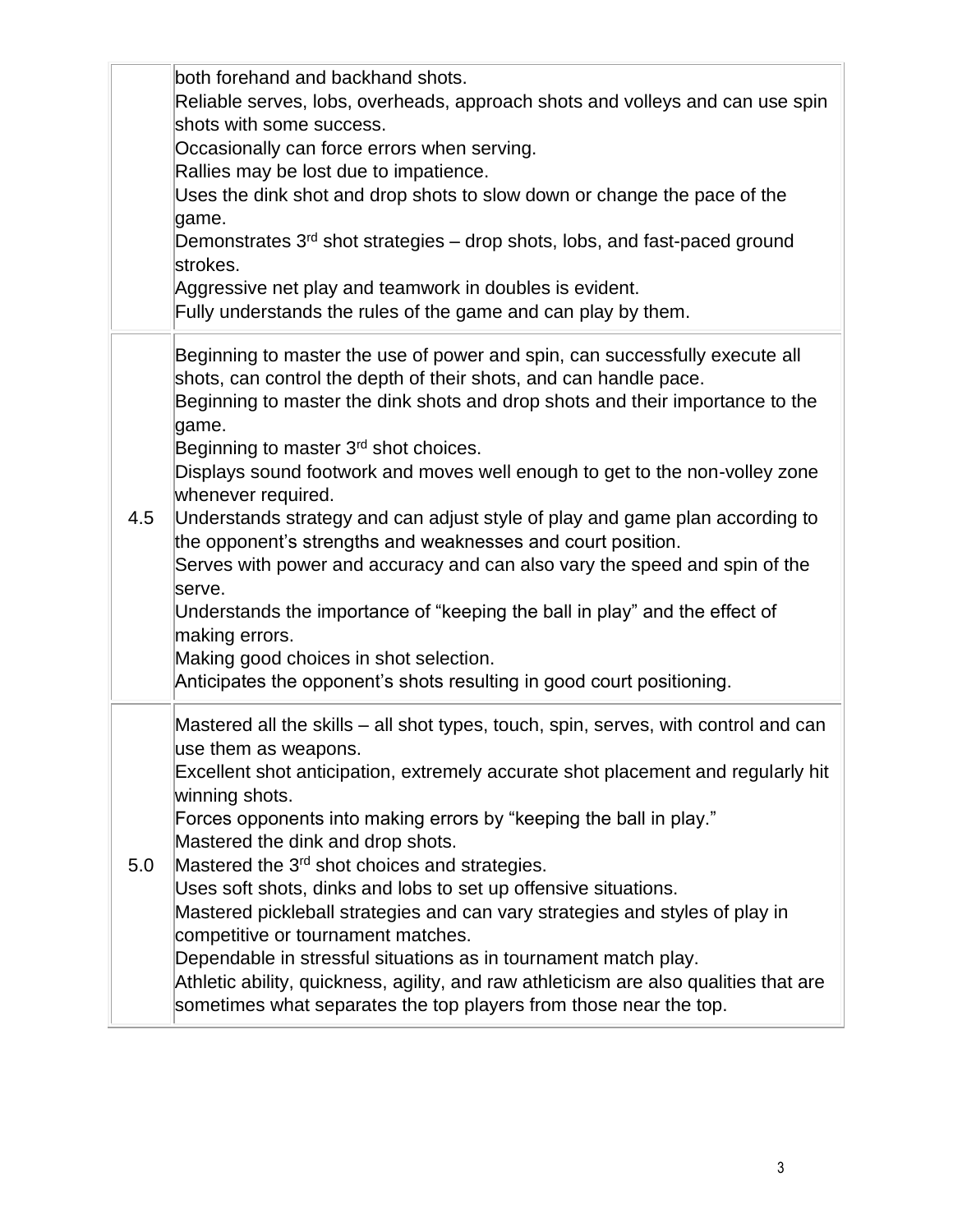| | |
|---|---|
| | both forehand and backhand shots.<br>Reliable serves, lobs, overheads, approach shots and volleys and can use spin shots with some success.<br>Occasionally can force errors when serving.<br>Rallies may be lost due to impatience.<br>Uses the dink shot and drop shots to slow down or change the pace of the game.<br>Demonstrates 3rd shot strategies – drop shots, lobs, and fast-paced ground strokes.<br>Aggressive net play and teamwork in doubles is evident.<br>Fully understands the rules of the game and can play by them. |
| 4.5 | Beginning to master the use of power and spin, can successfully execute all shots, can control the depth of their shots, and can handle pace.<br>Beginning to master the dink shots and drop shots and their importance to the game.<br>Beginning to master 3rd shot choices.<br>Displays sound footwork and moves well enough to get to the non-volley zone whenever required.<br>Understands strategy and can adjust style of play and game plan according to the opponent's strengths and weaknesses and court position.<br>Serves with power and accuracy and can also vary the speed and spin of the serve.<br>Understands the importance of "keeping the ball in play" and the effect of making errors.<br>Making good choices in shot selection.<br>Anticipates the opponent's shots resulting in good court positioning. |
| 5.0 | Mastered all the skills – all shot types, touch, spin, serves, with control and can use them as weapons.<br>Excellent shot anticipation, extremely accurate shot placement and regularly hit winning shots.<br>Forces opponents into making errors by "keeping the ball in play."<br>Mastered the dink and drop shots.<br>Mastered the 3rd shot choices and strategies.<br>Uses soft shots, dinks and lobs to set up offensive situations.<br>Mastered pickleball strategies and can vary strategies and styles of play in competitive or tournament matches.<br>Dependable in stressful situations as in tournament match play.<br>Athletic ability, quickness, agility, and raw athleticism are also qualities that are sometimes what separates the top players from those near the top. |